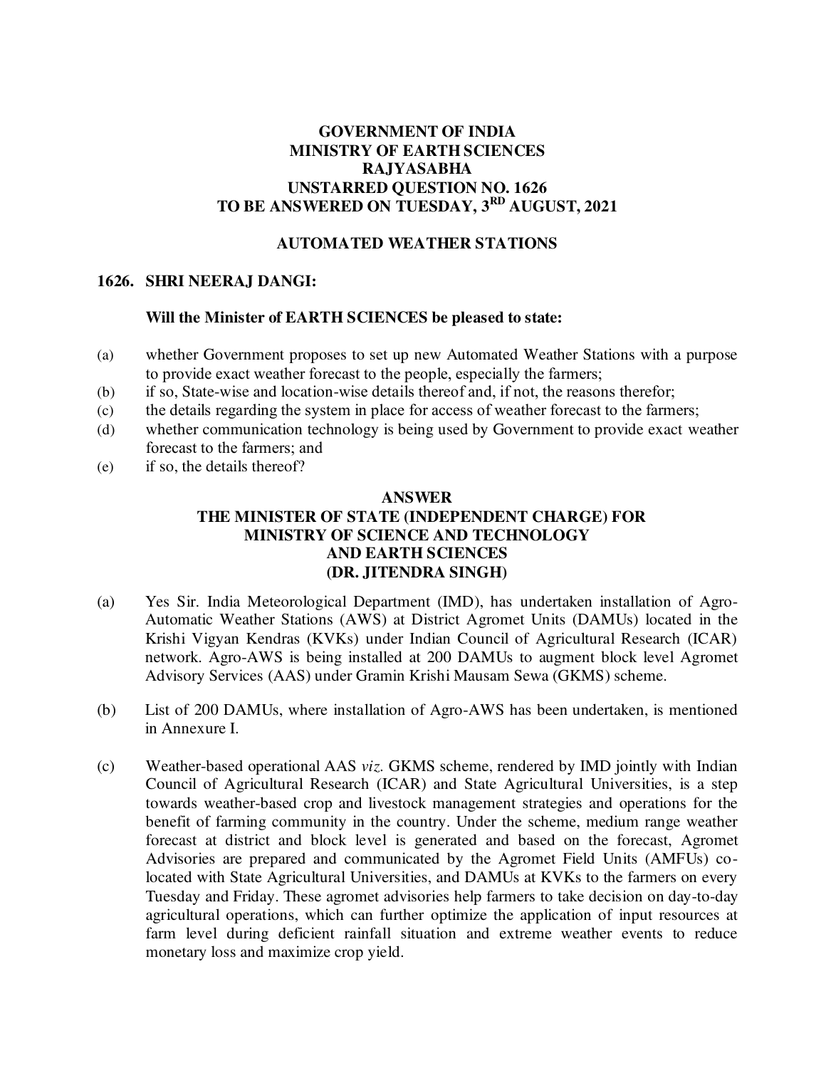**GOVERNMENT OF INDIA**
**MINISTRY OF EARTH SCIENCES**
**RAJYASABHA**
**UNSTARRED QUESTION NO. 1626**
**TO BE ANSWERED ON TUESDAY, 3RD AUGUST, 2021**

**AUTOMATED WEATHER STATIONS**

**1626. SHRI NEERAJ DANGI:**

**Will the Minister of EARTH SCIENCES be pleased to state:**

(a) whether Government proposes to set up new Automated Weather Stations with a purpose to provide exact weather forecast to the people, especially the farmers;

(b) if so, State-wise and location-wise details thereof and, if not, the reasons therefor;

(c) the details regarding the system in place for access of weather forecast to the farmers;

(d) whether communication technology is being used by Government to provide exact weather forecast to the farmers; and

(e) if so, the details thereof?

**ANSWER**
**THE MINISTER OF STATE (INDEPENDENT CHARGE) FOR MINISTRY OF SCIENCE AND TECHNOLOGY AND EARTH SCIENCES**
**(DR. JITENDRA SINGH)**

(a) Yes Sir. India Meteorological Department (IMD), has undertaken installation of Agro-Automatic Weather Stations (AWS) at District Agromet Units (DAMUs) located in the Krishi Vigyan Kendras (KVKs) under Indian Council of Agricultural Research (ICAR) network. Agro-AWS is being installed at 200 DAMUs to augment block level Agromet Advisory Services (AAS) under Gramin Krishi Mausam Sewa (GKMS) scheme.

(b) List of 200 DAMUs, where installation of Agro-AWS has been undertaken, is mentioned in Annexure I.

(c) Weather-based operational AAS *viz.* GKMS scheme, rendered by IMD jointly with Indian Council of Agricultural Research (ICAR) and State Agricultural Universities, is a step towards weather-based crop and livestock management strategies and operations for the benefit of farming community in the country. Under the scheme, medium range weather forecast at district and block level is generated and based on the forecast, Agromet Advisories are prepared and communicated by the Agromet Field Units (AMFUs) co-located with State Agricultural Universities, and DAMUs at KVKs to the farmers on every Tuesday and Friday. These agromet advisories help farmers to take decision on day-to-day agricultural operations, which can further optimize the application of input resources at farm level during deficient rainfall situation and extreme weather events to reduce monetary loss and maximize crop yield.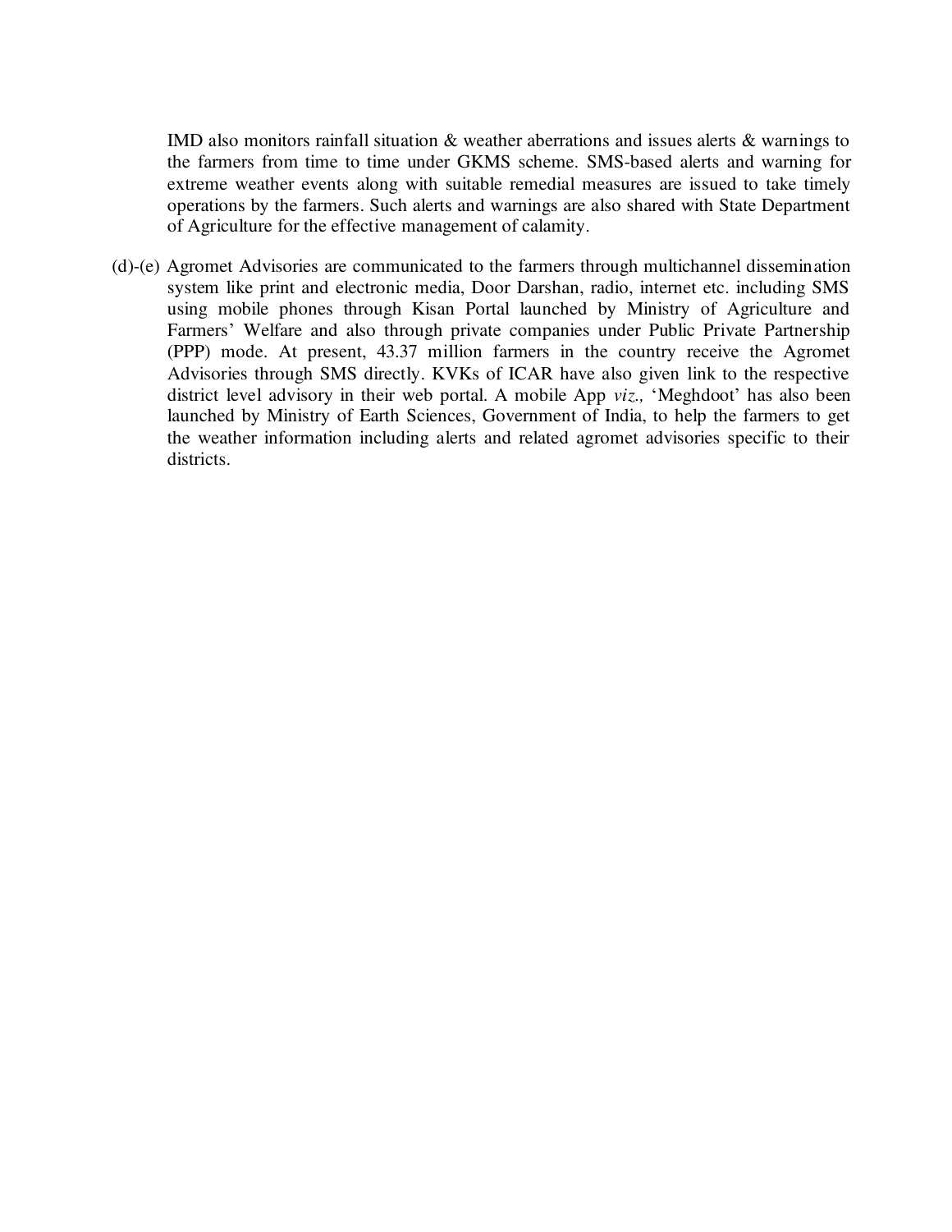IMD also monitors rainfall situation & weather aberrations and issues alerts & warnings to the farmers from time to time under GKMS scheme. SMS-based alerts and warning for extreme weather events along with suitable remedial measures are issued to take timely operations by the farmers. Such alerts and warnings are also shared with State Department of Agriculture for the effective management of calamity.

(d)-(e) Agromet Advisories are communicated to the farmers through multichannel dissemination system like print and electronic media, Door Darshan, radio, internet etc. including SMS using mobile phones through Kisan Portal launched by Ministry of Agriculture and Farmers' Welfare and also through private companies under Public Private Partnership (PPP) mode. At present, 43.37 million farmers in the country receive the Agromet Advisories through SMS directly. KVKs of ICAR have also given link to the respective district level advisory in their web portal. A mobile App *viz.,* 'Meghdoot' has also been launched by Ministry of Earth Sciences, Government of India, to help the farmers to get the weather information including alerts and related agromet advisories specific to their districts.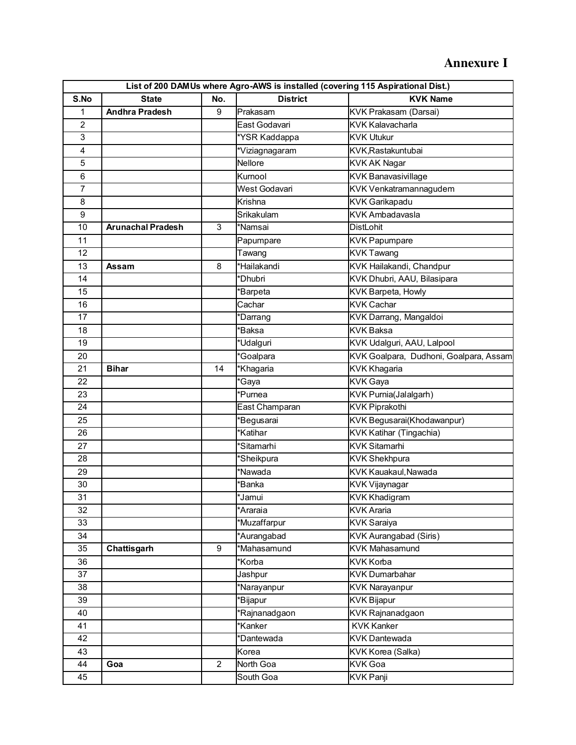# Annexure I

| List of 200 DAMUs where Agro-AWS is installed (covering 115 Aspirational Dist.) | | | | |
|---|---|---|---|---|
| **S.No** | **State** | **No.** | **District** | **KVK Name** |
| 1 | **Andhra Pradesh** | 9 | Prakasam | KVK Prakasam (Darsai) |
| 2 | | | East Godavari | KVK Kalavacharla |
| 3 | | | *YSR Kaddappa | KVK Utukur |
| 4 | | | *Viziagnagaram | KVK,Rastakuntubai |
| 5 | | | Nellore | KVK AK Nagar |
| 6 | | | Kurnool | KVK Banavasivillage |
| 7 | | | West Godavari | KVK Venkatramannagudem |
| 8 | | | Krishna | KVK Garikapadu |
| 9 | | | Srikakulam | KVK Ambadavasla |
| 10 | **Arunachal Pradesh** | 3 | *Namsai | DistLohit |
| 11 | | | Papumpare | KVK Papumpare |
| 12 | | | Tawang | KVK Tawang |
| 13 | **Assam** | 8 | *Hailakandi | KVK Hailakandi, Chandpur |
| 14 | | | *Dhubri | KVK Dhubri, AAU, Bilasipara |
| 15 | | | *Barpeta | KVK Barpeta, Howly |
| 16 | | | Cachar | KVK Cachar |
| 17 | | | *Darrang | KVK Darrang, Mangaldoi |
| 18 | | | *Baksa | KVK Baksa |
| 19 | | | *Udalguri | KVK Udalguri, AAU, Lalpool |
| 20 | | | *Goalpara | KVK Goalpara, Dudhoni, Goalpara, Assam |
| 21 | **Bihar** | 14 | *Khagaria | KVK Khagaria |
| 22 | | | *Gaya | KVK Gaya |
| 23 | | | *Purnea | KVK Purnia(Jalalgarh) |
| 24 | | | East Champaran | KVK Piprakothi |
| 25 | | | *Begusarai | KVK Begusarai(Khodawanpur) |
| 26 | | | *Katihar | KVK Katihar (Tingachia) |
| 27 | | | *Sitamarhi | KVK Sitamarhi |
| 28 | | | *Sheikpura | KVK Shekhpura |
| 29 | | | *Nawada | KVK Kauakaul,Nawada |
| 30 | | | *Banka | KVK Vijaynagar |
| 31 | | | *Jamui | KVK Khadigram |
| 32 | | | *Araraia | KVK Araria |
| 33 | | | *Muzaffarpur | KVK Saraiya |
| 34 | | | *Aurangabad | KVK Aurangabad (Siris) |
| 35 | **Chattisgarh** | 9 | *Mahasamund | KVK Mahasamund |
| 36 | | | *Korba | KVK Korba |
| 37 | | | Jashpur | KVK Dumarbahar |
| 38 | | | *Narayanpur | KVK Narayanpur |
| 39 | | | *Bijapur | KVK Bijapur |
| 40 | | | *Rajnanadgaon | KVK Rajnanadgaon |
| 41 | | | *Kanker | KVK Kanker |
| 42 | | | *Dantewada | KVK Dantewada |
| 43 | | | Korea | KVK Korea (Salka) |
| 44 | **Goa** | 2 | North Goa | KVK Goa |
| 45 | | | South Goa | KVK Panji |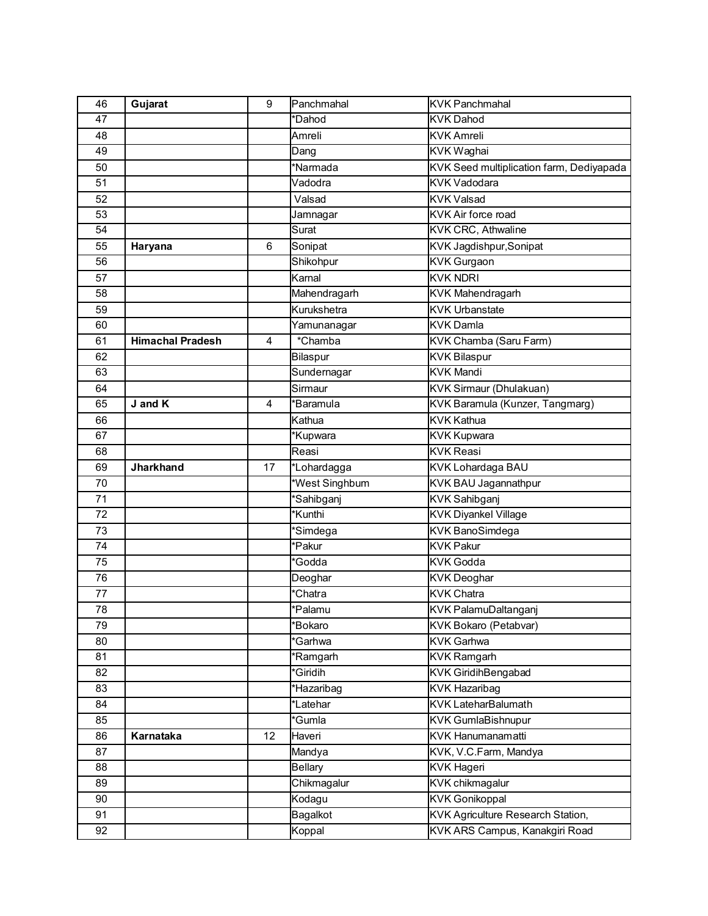| 46 | **Gujarat** | 9 | Panchmahal | KVK Panchmahal |
|---|---|---|---|---|
| 47 | | | *Dahod | KVK Dahod |
| 48 | | | Amreli | KVK Amreli |
| 49 | | | Dang | KVK Waghai |
| 50 | | | *Narmada | KVK Seed multiplication farm, Dediyapada |
| 51 | | | Vadodra | KVK Vadodara |
| 52 | | | Valsad | KVK Valsad |
| 53 | | | Jamnagar | KVK Air force road |
| 54 | | | Surat | KVK CRC, Athwaline |
| 55 | **Haryana** | 6 | Sonipat | KVK Jagdishpur,Sonipat |
| 56 | | | Shikohpur | KVK Gurgaon |
| 57 | | | Karnal | KVK NDRI |
| 58 | | | Mahendragarh | KVK Mahendragarh |
| 59 | | | Kurukshetra | KVK Urbanstate |
| 60 | | | Yamunanagar | KVK Damla |
| 61 | **Himachal Pradesh** | 4 | *Chamba | KVK Chamba (Saru Farm) |
| 62 | | | Bilaspur | KVK Bilaspur |
| 63 | | | Sundernagar | KVK Mandi |
| 64 | | | Sirmaur | KVK Sirmaur (Dhulakuan) |
| 65 | **J and K** | 4 | *Baramula | KVK Baramula (Kunzer, Tangmarg) |
| 66 | | | Kathua | KVK Kathua |
| 67 | | | *Kupwara | KVK Kupwara |
| 68 | | | Reasi | KVK Reasi |
| 69 | **Jharkhand** | 17 | *Lohardagga | KVK Lohardaga BAU |
| 70 | | | *West Singhbum | KVK BAU Jagannathpur |
| 71 | | | *Sahibganj | KVK Sahibganj |
| 72 | | | *Kunthi | KVK Diyankel Village |
| 73 | | | *Simdega | KVK BanoSimdega |
| 74 | | | *Pakur | KVK Pakur |
| 75 | | | *Godda | KVK Godda |
| 76 | | | Deoghar | KVK Deoghar |
| 77 | | | *Chatra | KVK Chatra |
| 78 | | | *Palamu | KVK PalamuDaltanganj |
| 79 | | | *Bokaro | KVK Bokaro (Petabvar) |
| 80 | | | *Garhwa | KVK Garhwa |
| 81 | | | *Ramgarh | KVK Ramgarh |
| 82 | | | *Giridih | KVK GiridihBengabad |
| 83 | | | *Hazaribag | KVK Hazaribag |
| 84 | | | *Latehar | KVK LateharBalumath |
| 85 | | | *Gumla | KVK GumlaBishnupur |
| 86 | **Karnataka** | 12 | Haveri | KVK Hanumanamatti |
| 87 | | | Mandya | KVK, V.C.Farm, Mandya |
| 88 | | | Bellary | KVK Hageri |
| 89 | | | Chikmagalur | KVK chikmagalur |
| 90 | | | Kodagu | KVK Gonikoppal |
| 91 | | | Bagalkot | KVK Agriculture Research Station, |
| 92 | | | Koppal | KVK ARS Campus, Kanakgiri Road |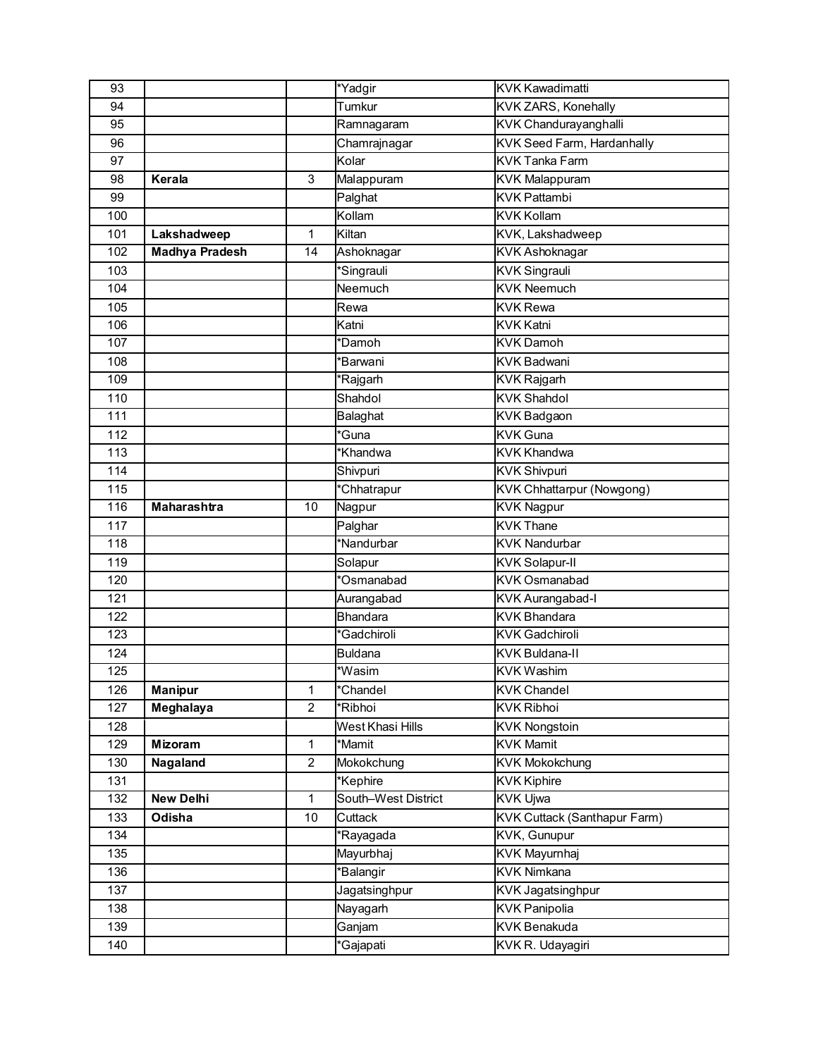| 93 | | | *Yadgir | KVK Kawadimatti |
|---|---|---|---|---|
| 94 | | | Tumkur | KVK ZARS, Konehally |
| 95 | | | Ramnagaram | KVK Chandurayanghalli |
| 96 | | | Chamrajnagar | KVK Seed Farm, Hardanhally |
| 97 | | | Kolar | KVK Tanka Farm |
| 98 | **Kerala** | 3 | Malappuram | KVK Malappuram |
| 99 | | | Palghat | KVK Pattambi |
| 100 | | | Kollam | KVK Kollam |
| 101 | **Lakshadweep** | 1 | Kiltan | KVK, Lakshadweep |
| 102 | **Madhya Pradesh** | 14 | Ashoknagar | KVK Ashoknagar |
| 103 | | | *Singrauli | KVK Singrauli |
| 104 | | | Neemuch | KVK Neemuch |
| 105 | | | Rewa | KVK Rewa |
| 106 | | | Katni | KVK Katni |
| 107 | | | *Damoh | KVK Damoh |
| 108 | | | *Barwani | KVK Badwani |
| 109 | | | *Rajgarh | KVK Rajgarh |
| 110 | | | Shahdol | KVK Shahdol |
| 111 | | | Balaghat | KVK Badgaon |
| 112 | | | *Guna | KVK Guna |
| 113 | | | *Khandwa | KVK Khandwa |
| 114 | | | Shivpuri | KVK Shivpuri |
| 115 | | | *Chhatrapur | KVK Chhattarpur (Nowgong) |
| 116 | **Maharashtra** | 10 | Nagpur | KVK Nagpur |
| 117 | | | Palghar | KVK Thane |
| 118 | | | *Nandurbar | KVK Nandurbar |
| 119 | | | Solapur | KVK Solapur-II |
| 120 | | | *Osmanabad | KVK Osmanabad |
| 121 | | | Aurangabad | KVK Aurangabad-I |
| 122 | | | Bhandara | KVK Bhandara |
| 123 | | | *Gadchiroli | KVK Gadchiroli |
| 124 | | | Buldana | KVK Buldana-II |
| 125 | | | *Wasim | KVK Washim |
| 126 | **Manipur** | 1 | *Chandel | KVK Chandel |
| 127 | **Meghalaya** | 2 | *Ribhoi | KVK Ribhoi |
| 128 | | | West Khasi Hills | KVK Nongstoin |
| 129 | **Mizoram** | 1 | *Mamit | KVK Mamit |
| 130 | **Nagaland** | 2 | Mokokchung | KVK Mokokchung |
| 131 | | | *Kephire | KVK Kiphire |
| 132 | **New Delhi** | 1 | South–West District | KVK Ujwa |
| 133 | **Odisha** | 10 | Cuttack | KVK Cuttack (Santhapur Farm) |
| 134 | | | *Rayagada | KVK, Gunupur |
| 135 | | | Mayurbhaj | KVK Mayurnhaj |
| 136 | | | *Balangir | KVK Nimkana |
| 137 | | | Jagatsinghpur | KVK Jagatsinghpur |
| 138 | | | Nayagarh | KVK Panipolia |
| 139 | | | Ganjam | KVK Benakuda |
| 140 | | | *Gajapati | KVK R. Udayagiri |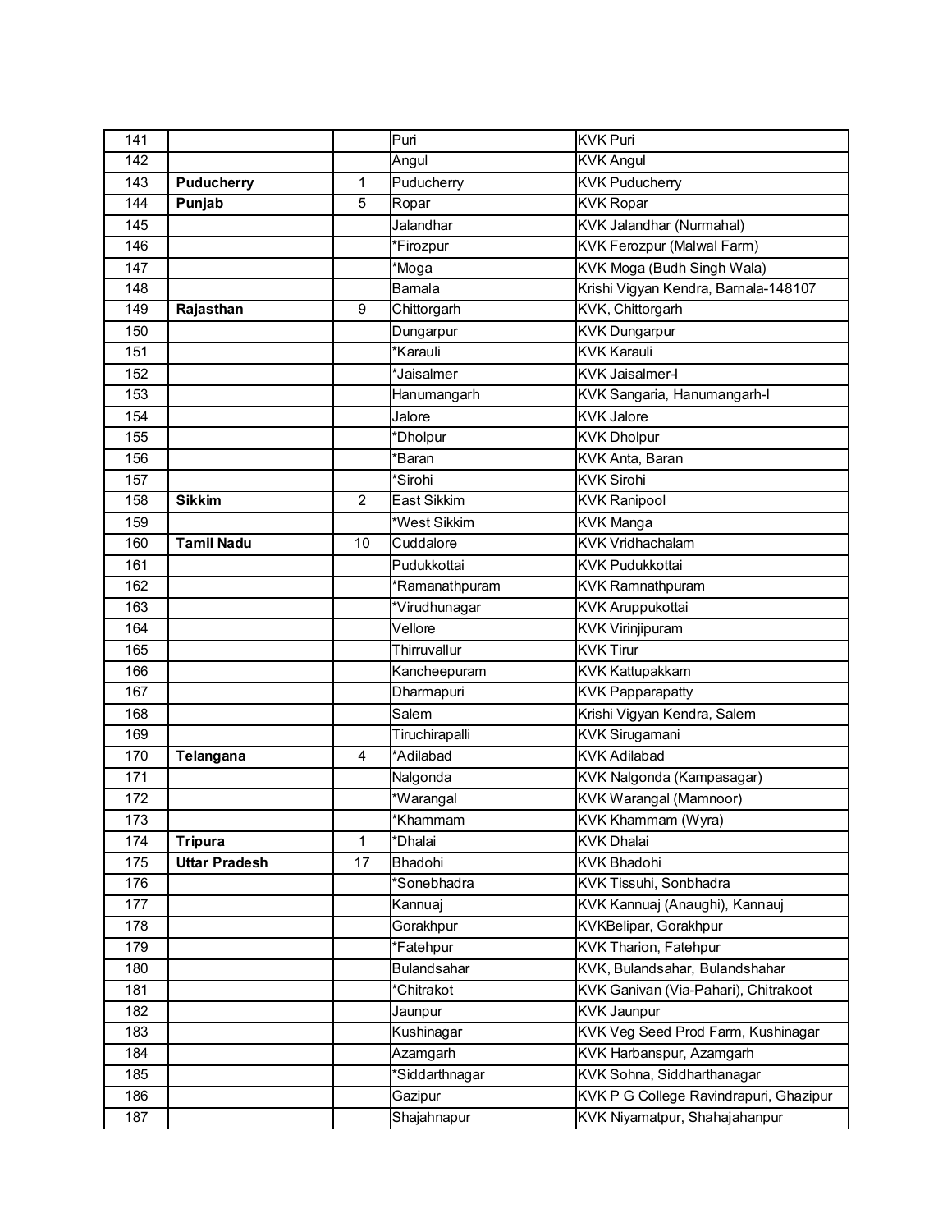| 141 | | | Puri | KVK Puri |
|---|---|---|---|---|
| 142 | | | Angul | KVK Angul |
| 143 | **Puducherry** | 1 | Puducherry | KVK Puducherry |
| 144 | **Punjab** | 5 | Ropar | KVK Ropar |
| 145 | | | Jalandhar | KVK Jalandhar (Nurmahal) |
| 146 | | | *Firozpur | KVK Ferozpur (Malwal Farm) |
| 147 | | | *Moga | KVK Moga (Budh Singh Wala) |
| 148 | | | Barnala | Krishi Vigyan Kendra, Barnala-148107 |
| 149 | **Rajasthan** | 9 | Chittorgarh | KVK, Chittorgarh |
| 150 | | | Dungarpur | KVK Dungarpur |
| 151 | | | *Karauli | KVK Karauli |
| 152 | | | *Jaisalmer | KVK Jaisalmer-I |
| 153 | | | Hanumangarh | KVK Sangaria, Hanumangarh-I |
| 154 | | | Jalore | KVK Jalore |
| 155 | | | *Dholpur | KVK Dholpur |
| 156 | | | *Baran | KVK Anta, Baran |
| 157 | | | *Sirohi | KVK Sirohi |
| 158 | **Sikkim** | 2 | East Sikkim | KVK Ranipool |
| 159 | | | *West Sikkim | KVK Manga |
| 160 | **Tamil Nadu** | 10 | Cuddalore | KVK Vridhachalam |
| 161 | | | Pudukkottai | KVK Pudukkottai |
| 162 | | | *Ramanathpuram | KVK Ramnathpuram |
| 163 | | | *Virudhunagar | KVK Aruppukottai |
| 164 | | | Vellore | KVK Virinjipuram |
| 165 | | | Thirruvallur | KVK Tirur |
| 166 | | | Kancheepuram | KVK Kattupakkam |
| 167 | | | Dharmapuri | KVK Papparapatty |
| 168 | | | Salem | Krishi Vigyan Kendra, Salem |
| 169 | | | Tiruchirapalli | KVK Sirugamani |
| 170 | **Telangana** | 4 | *Adilabad | KVK Adilabad |
| 171 | | | Nalgonda | KVK Nalgonda (Kampasagar) |
| 172 | | | *Warangal | KVK Warangal (Mamnoor) |
| 173 | | | *Khammam | KVK Khammam (Wyra) |
| 174 | **Tripura** | 1 | *Dhalai | KVK Dhalai |
| 175 | **Uttar Pradesh** | 17 | Bhadohi | KVK Bhadohi |
| 176 | | | *Sonebhadra | KVK Tissuhi, Sonbhadra |
| 177 | | | Kannuaj | KVK Kannuaj (Anaughi), Kannauj |
| 178 | | | Gorakhpur | KVKBelipar, Gorakhpur |
| 179 | | | *Fatehpur | KVK Tharion, Fatehpur |
| 180 | | | Bulandsahar | KVK, Bulandsahar, Bulandshahar |
| 181 | | | *Chitrakot | KVK Ganivan (Via-Pahari), Chitrakoot |
| 182 | | | Jaunpur | KVK Jaunpur |
| 183 | | | Kushinagar | KVK Veg Seed Prod Farm, Kushinagar |
| 184 | | | Azamgarh | KVK Harbanspur, Azamgarh |
| 185 | | | *Siddarthnagar | KVK Sohna, Siddharthanagar |
| 186 | | | Gazipur | KVK P G College Ravindrapuri, Ghazipur |
| 187 | | | Shajahnpur | KVK Niyamatpur, Shahajahanpur |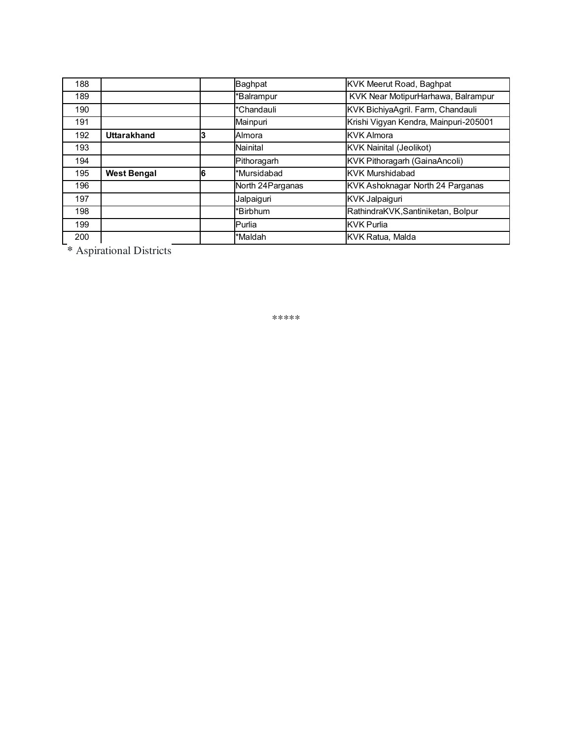| | | | | |
|---|---|---|---|---|
| 188 | | | Baghpat | KVK Meerut Road, Baghpat |
| 189 | | | *Balrampur | KVK Near MotipurHarhawa, Balrampur |
| 190 | | | *Chandauli | KVK BichiyaAgril. Farm, Chandauli |
| 191 | | | Mainpuri | Krishi Vigyan Kendra, Mainpuri-205001 |
| 192 | **Uttarakhand** | **3** | Almora | KVK Almora |
| 193 | | | Nainital | KVK Nainital (Jeolikot) |
| 194 | | | Pithoragarh | KVK Pithoragarh (GainaAncoli) |
| 195 | **West Bengal** | **6** | *Mursidabad | KVK Murshidabad |
| 196 | | | North 24Parganas | KVK Ashoknagar North 24 Parganas |
| 197 | | | Jalpaiguri | KVK Jalpaiguri |
| 198 | | | *Birbhum | RathindraKVK,Santiniketan, Bolpur |
| 199 | | | Purlia | KVK Purlia |
| 200 | | | *Maldah | KVK Ratua, Malda |

* Aspirational Districts

*****